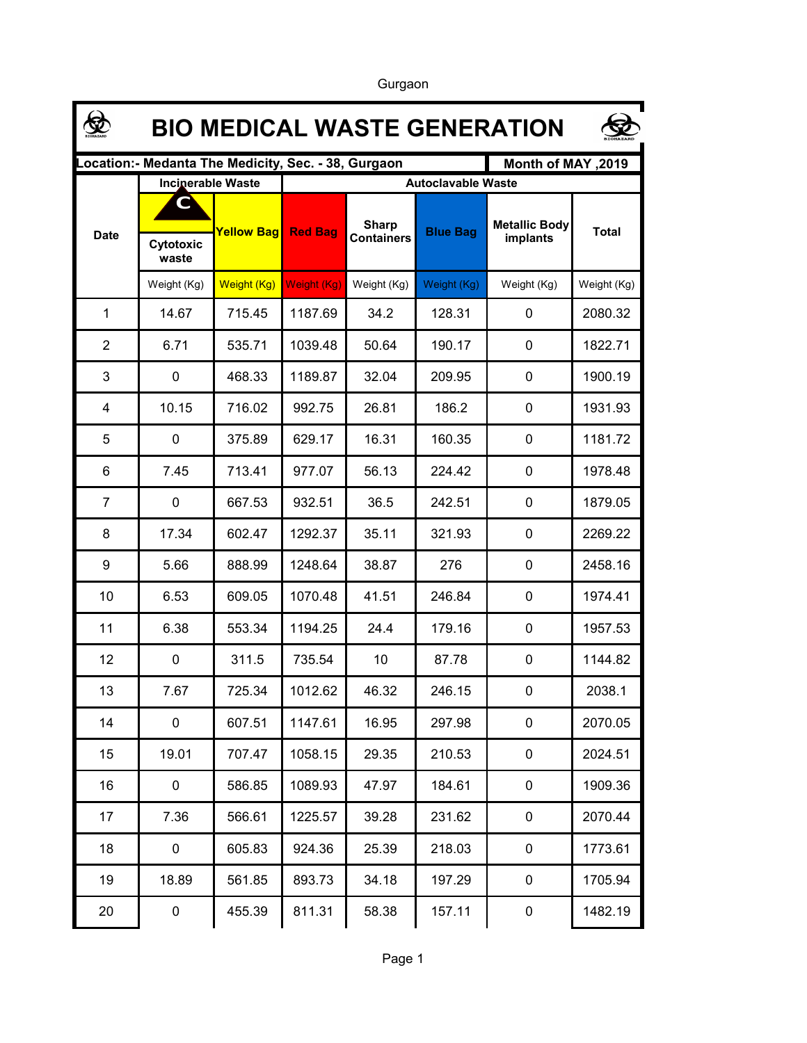Gurgaon

# BIO MEDICAL WASTE GENERATION

| Location:- Medanta The Medicity, Sec. - 38, Gurgaon | | | | | | | Month of MAY ,2019 |
|---|---|---|---|---|---|---|---|
| Date | Incinerable Waste | | Autoclavable Waste | | | | |
| | Cytotoxic waste | Yellow Bag | Red Bag | Sharp Containers | Blue Bag | Metallic Body implants | Total |
| | Weight (Kg) | Weight (Kg) | Weight (Kg) | Weight (Kg) | Weight (Kg) | Weight (Kg) | Weight (Kg) |
| 1 | 14.67 | 715.45 | 1187.69 | 34.2 | 128.31 | 0 | 2080.32 |
| 2 | 6.71 | 535.71 | 1039.48 | 50.64 | 190.17 | 0 | 1822.71 |
| 3 | 0 | 468.33 | 1189.87 | 32.04 | 209.95 | 0 | 1900.19 |
| 4 | 10.15 | 716.02 | 992.75 | 26.81 | 186.2 | 0 | 1931.93 |
| 5 | 0 | 375.89 | 629.17 | 16.31 | 160.35 | 0 | 1181.72 |
| 6 | 7.45 | 713.41 | 977.07 | 56.13 | 224.42 | 0 | 1978.48 |
| 7 | 0 | 667.53 | 932.51 | 36.5 | 242.51 | 0 | 1879.05 |
| 8 | 17.34 | 602.47 | 1292.37 | 35.11 | 321.93 | 0 | 2269.22 |
| 9 | 5.66 | 888.99 | 1248.64 | 38.87 | 276 | 0 | 2458.16 |
| 10 | 6.53 | 609.05 | 1070.48 | 41.51 | 246.84 | 0 | 1974.41 |
| 11 | 6.38 | 553.34 | 1194.25 | 24.4 | 179.16 | 0 | 1957.53 |
| 12 | 0 | 311.5 | 735.54 | 10 | 87.78 | 0 | 1144.82 |
| 13 | 7.67 | 725.34 | 1012.62 | 46.32 | 246.15 | 0 | 2038.1 |
| 14 | 0 | 607.51 | 1147.61 | 16.95 | 297.98 | 0 | 2070.05 |
| 15 | 19.01 | 707.47 | 1058.15 | 29.35 | 210.53 | 0 | 2024.51 |
| 16 | 0 | 586.85 | 1089.93 | 47.97 | 184.61 | 0 | 1909.36 |
| 17 | 7.36 | 566.61 | 1225.57 | 39.28 | 231.62 | 0 | 2070.44 |
| 18 | 0 | 605.83 | 924.36 | 25.39 | 218.03 | 0 | 1773.61 |
| 19 | 18.89 | 561.85 | 893.73 | 34.18 | 197.29 | 0 | 1705.94 |
| 20 | 0 | 455.39 | 811.31 | 58.38 | 157.11 | 0 | 1482.19 |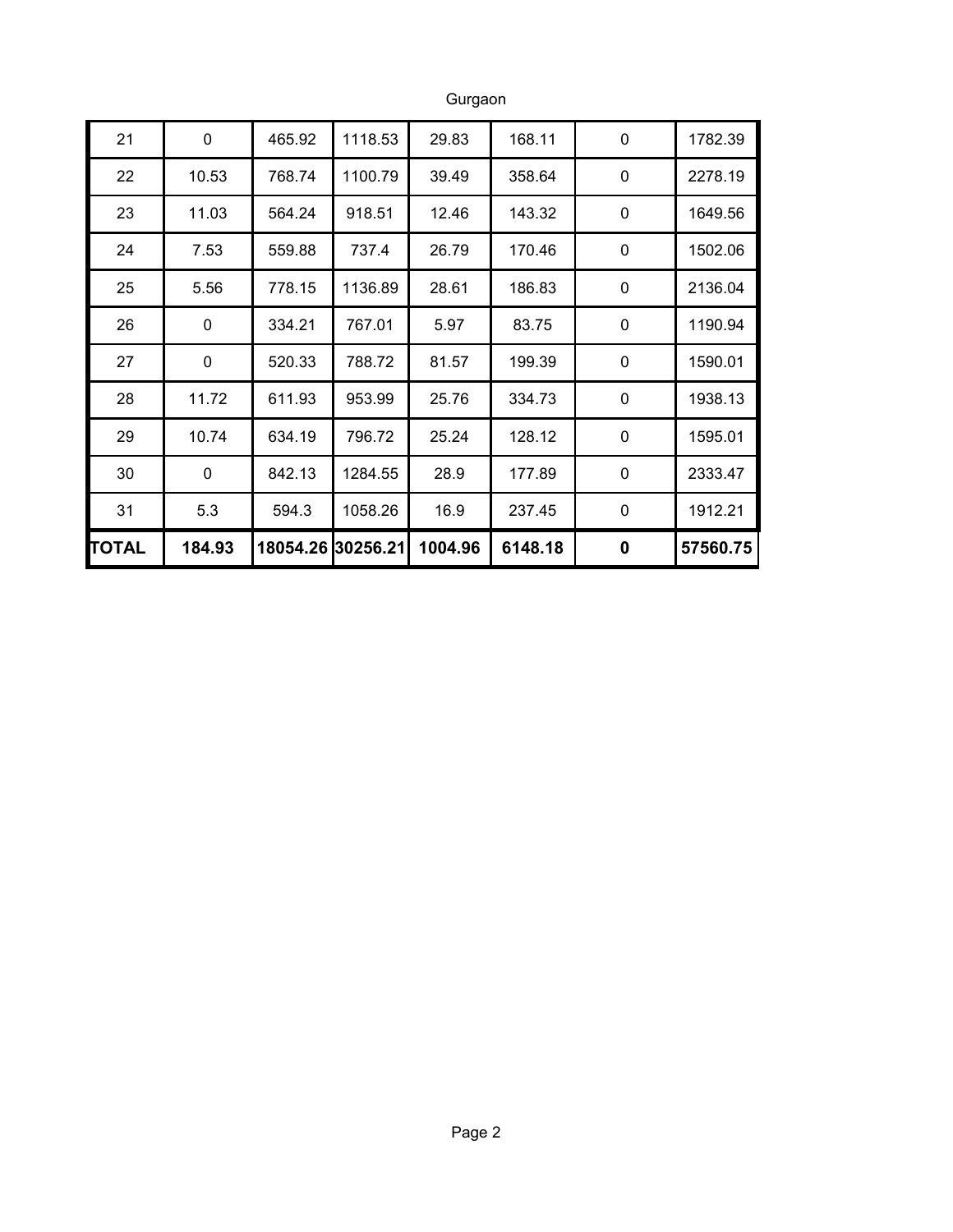Gurgaon

| | | | | | | | |
|---|---|---|---|---|---|---|---|
| 21 | 0 | 465.92 | 1118.53 | 29.83 | 168.11 | 0 | 1782.39 |
| 22 | 10.53 | 768.74 | 1100.79 | 39.49 | 358.64 | 0 | 2278.19 |
| 23 | 11.03 | 564.24 | 918.51 | 12.46 | 143.32 | 0 | 1649.56 |
| 24 | 7.53 | 559.88 | 737.4 | 26.79 | 170.46 | 0 | 1502.06 |
| 25 | 5.56 | 778.15 | 1136.89 | 28.61 | 186.83 | 0 | 2136.04 |
| 26 | 0 | 334.21 | 767.01 | 5.97 | 83.75 | 0 | 1190.94 |
| 27 | 0 | 520.33 | 788.72 | 81.57 | 199.39 | 0 | 1590.01 |
| 28 | 11.72 | 611.93 | 953.99 | 25.76 | 334.73 | 0 | 1938.13 |
| 29 | 10.74 | 634.19 | 796.72 | 25.24 | 128.12 | 0 | 1595.01 |
| 30 | 0 | 842.13 | 1284.55 | 28.9 | 177.89 | 0 | 2333.47 |
| 31 | 5.3 | 594.3 | 1058.26 | 16.9 | 237.45 | 0 | 1912.21 |
| **TOTAL** | **184.93** | **18054.26** | **30256.21** | **1004.96** | **6148.18** | **0** | **57560.75** |